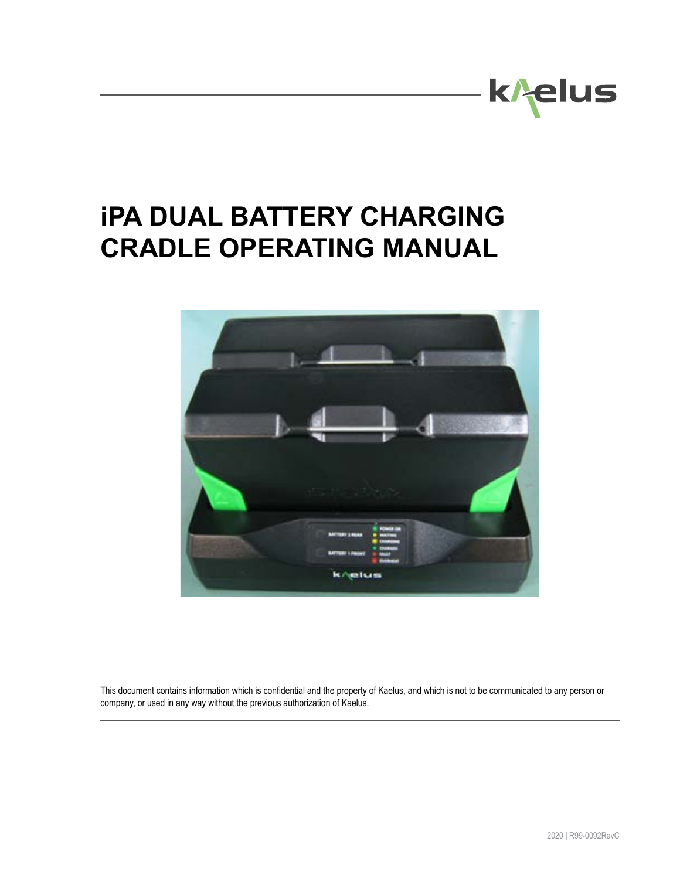# iPA DUAL BATTERY CHARGING CRADLE OPERATING MANUAL

This document contains information which is confidential and the property of Kaelus, and which is not to be communicated to any person or company, or used in any way without the previous authorization of Kaelus.

2020 | R99-0092RevC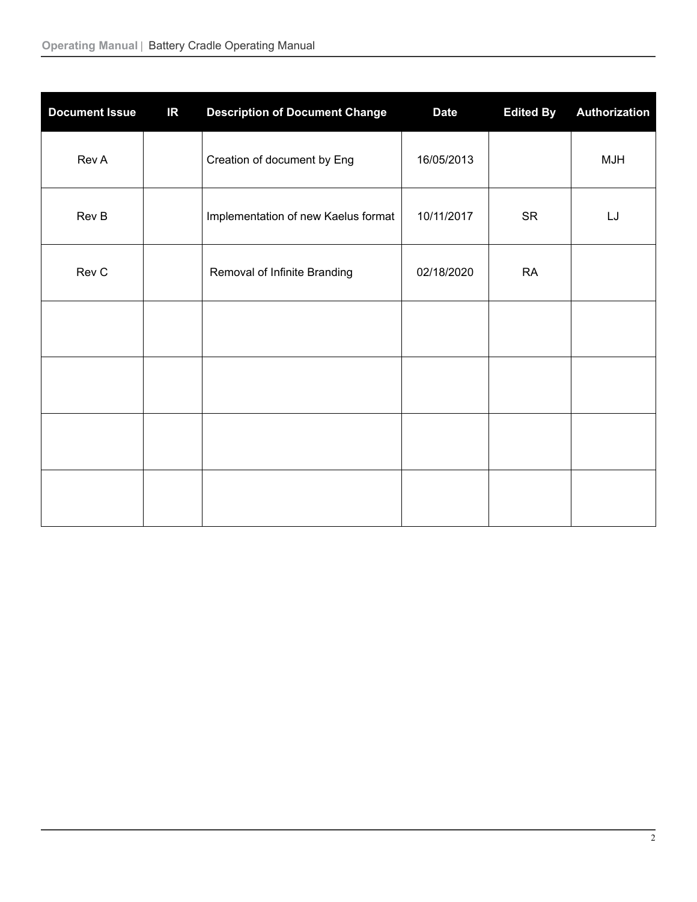| Document Issue | IR | Description of Document Change | Date | Edited By | Authorization |
|---|---|---|---|---|---|
| Rev A | | Creation of document by Eng | 16/05/2013 | | MJH |
| Rev B | | Implementation of new Kaelus format | 10/11/2017 | SR | LJ |
| Rev C | | Removal of Infinite Branding | 02/18/2020 | RA | |
| | | | | | |
| | | | | | |
| | | | | | |
| | | | | | |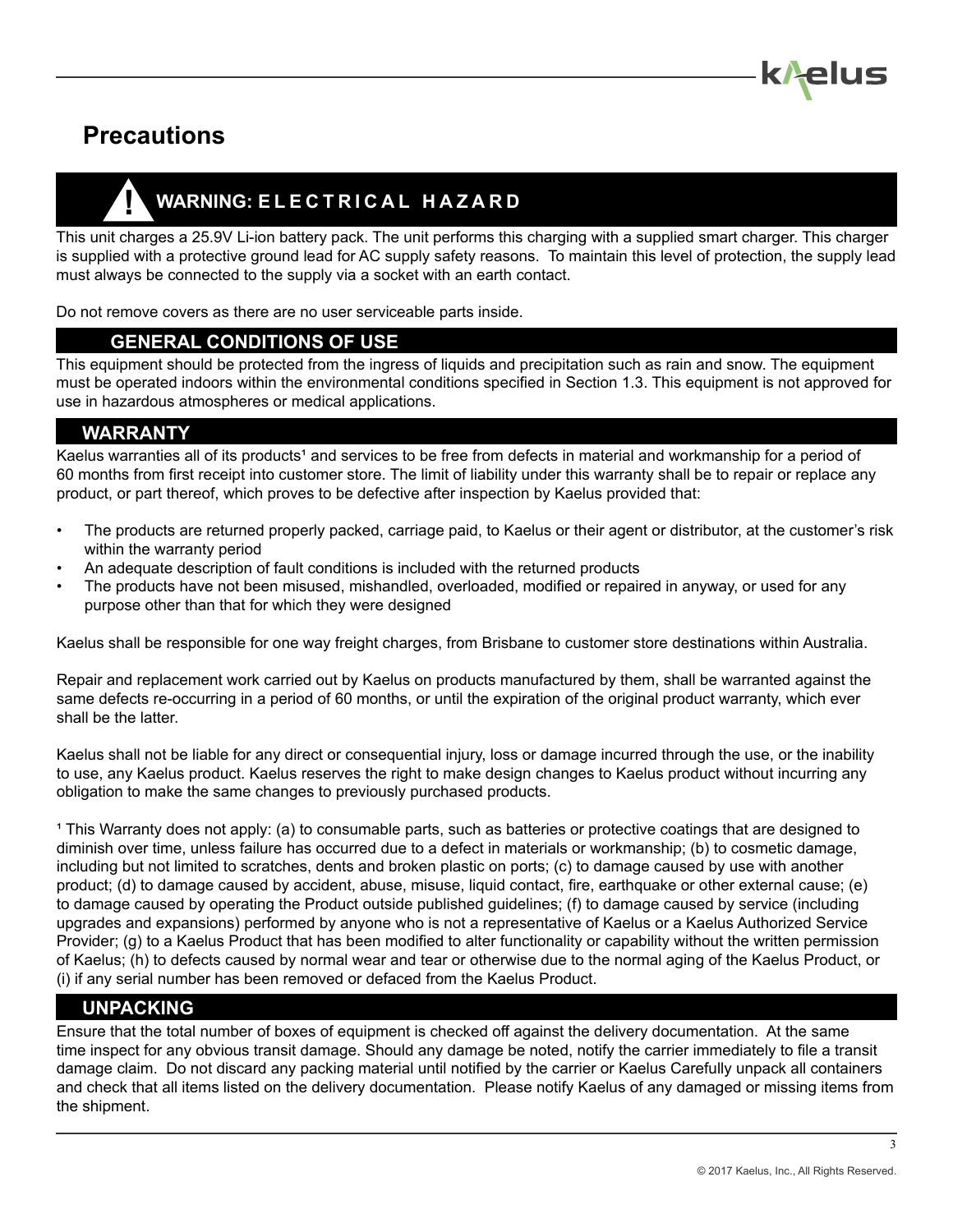# Precautions

## WARNING: ELECTRICAL HAZARD

This unit charges a 25.9V Li-ion battery pack. The unit performs this charging with a supplied smart charger. This charger is supplied with a protective ground lead for AC supply safety reasons. To maintain this level of protection, the supply lead must always be connected to the supply via a socket with an earth contact.

Do not remove covers as there are no user serviceable parts inside.

## GENERAL CONDITIONS OF USE

This equipment should be protected from the ingress of liquids and precipitation such as rain and snow. The equipment must be operated indoors within the environmental conditions specified in Section 1.3. This equipment is not approved for use in hazardous atmospheres or medical applications.

## WARRANTY

Kaelus warranties all of its products[1] and services to be free from defects in material and workmanship for a period of 60 months from first receipt into customer store. The limit of liability under this warranty shall be to repair or replace any product, or part thereof, which proves to be defective after inspection by Kaelus provided that:

- The products are returned properly packed, carriage paid, to Kaelus or their agent or distributor, at the customer's risk within the warranty period
- An adequate description of fault conditions is included with the returned products
- The products have not been misused, mishandled, overloaded, modified or repaired in anyway, or used for any purpose other than that for which they were designed

Kaelus shall be responsible for one way freight charges, from Brisbane to customer store destinations within Australia.

Repair and replacement work carried out by Kaelus on products manufactured by them, shall be warranted against the same defects re-occurring in a period of 60 months, or until the expiration of the original product warranty, which ever shall be the latter.

Kaelus shall not be liable for any direct or consequential injury, loss or damage incurred through the use, or the inability to use, any Kaelus product. Kaelus reserves the right to make design changes to Kaelus product without incurring any obligation to make the same changes to previously purchased products.

[1] This Warranty does not apply: (a) to consumable parts, such as batteries or protective coatings that are designed to diminish over time, unless failure has occurred due to a defect in materials or workmanship; (b) to cosmetic damage, including but not limited to scratches, dents and broken plastic on ports; (c) to damage caused by use with another product; (d) to damage caused by accident, abuse, misuse, liquid contact, fire, earthquake or other external cause; (e) to damage caused by operating the Product outside published guidelines; (f) to damage caused by service (including upgrades and expansions) performed by anyone who is not a representative of Kaelus or a Kaelus Authorized Service Provider; (g) to a Kaelus Product that has been modified to alter functionality or capability without the written permission of Kaelus; (h) to defects caused by normal wear and tear or otherwise due to the normal aging of the Kaelus Product, or (i) if any serial number has been removed or defaced from the Kaelus Product.

## UNPACKING

Ensure that the total number of boxes of equipment is checked off against the delivery documentation. At the same time inspect for any obvious transit damage. Should any damage be noted, notify the carrier immediately to file a transit damage claim. Do not discard any packing material until notified by the carrier or Kaelus Carefully unpack all containers and check that all items listed on the delivery documentation. Please notify Kaelus of any damaged or missing items from the shipment.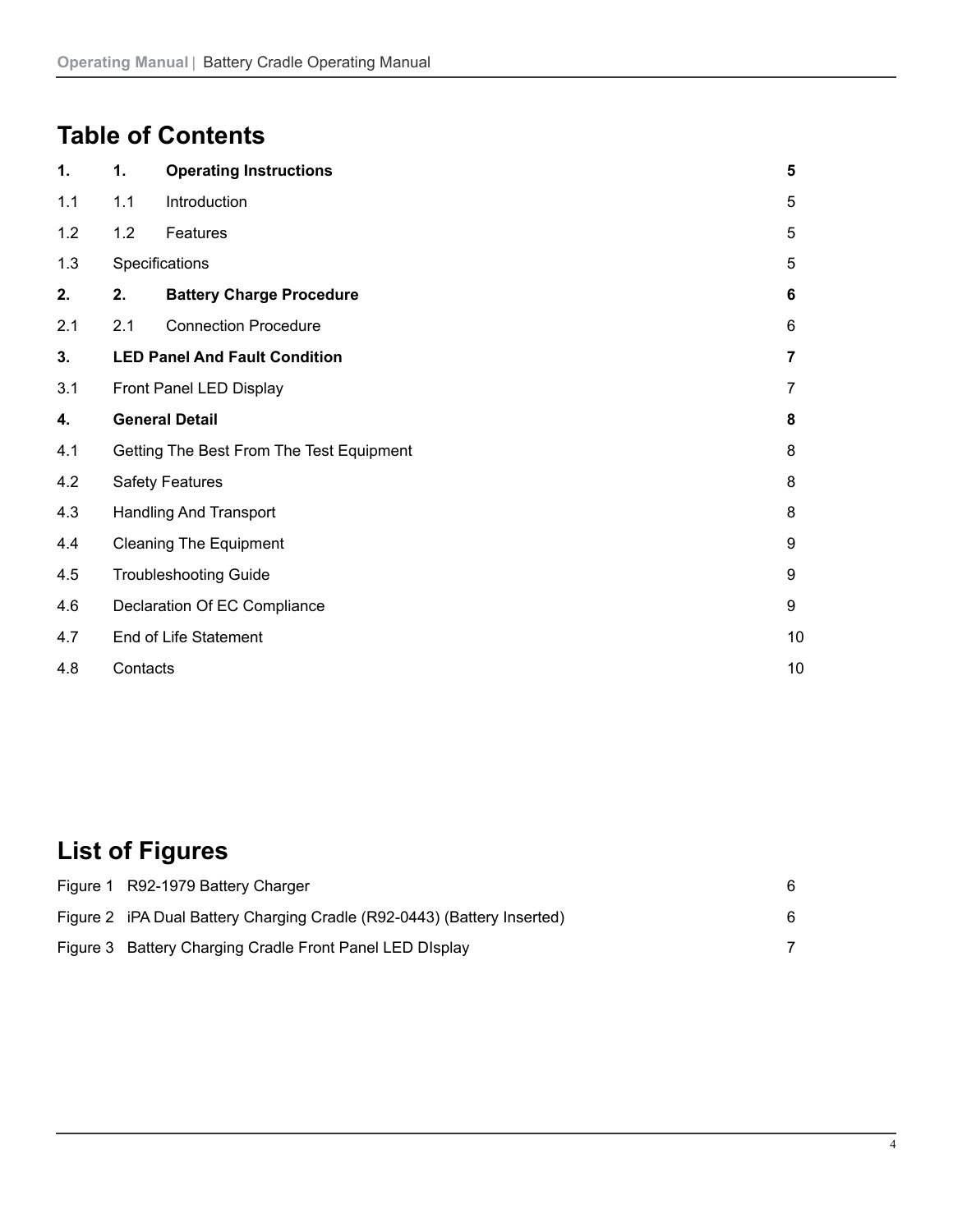## Table of Contents

| | | | |
|---|---|---|---|
| **1.** | **1.** | **Operating Instructions** | **5** |
| 1.1 | 1.1 | Introduction | 5 |
| 1.2 | 1.2 | Features | 5 |
| 1.3 | Specifications | | 5 |
| **2.** | **2.** | **Battery Charge Procedure** | **6** |
| 2.1 | 2.1 | Connection Procedure | 6 |
| **3.** | **LED Panel And Fault Condition** | | **7** |
| 3.1 | Front Panel LED Display | | 7 |
| **4.** | **General Detail** | | **8** |
| 4.1 | Getting The Best From The Test Equipment | | 8 |
| 4.2 | Safety Features | | 8 |
| 4.3 | Handling And Transport | | 8 |
| 4.4 | Cleaning The Equipment | | 9 |
| 4.5 | Troubleshooting Guide | | 9 |
| 4.6 | Declaration Of EC Compliance | | 9 |
| 4.7 | End of Life Statement | | 10 |
| 4.8 | Contacts | | 10 |

## List of Figures

| | | |
|---|---|---|
| Figure 1 | R92-1979 Battery Charger | 6 |
| Figure 2 | iPA Dual Battery Charging Cradle (R92-0443) (Battery Inserted) | 6 |
| Figure 3 | Battery Charging Cradle Front Panel LED DIsplay | 7 |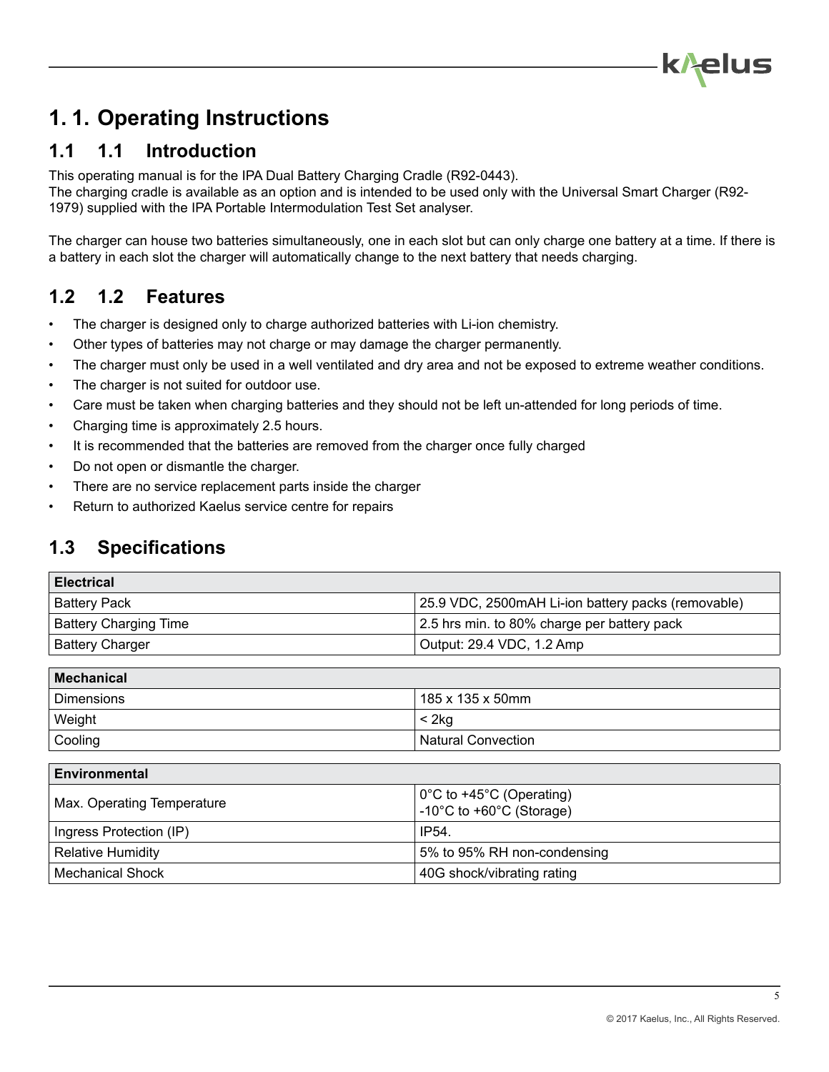# 1. 1. Operating Instructions

## 1.1 1.1 Introduction

This operating manual is for the IPA Dual Battery Charging Cradle (R92-0443).
The charging cradle is available as an option and is intended to be used only with the Universal Smart Charger (R92-1979) supplied with the IPA Portable Intermodulation Test Set analyser.

The charger can house two batteries simultaneously, one in each slot but can only charge one battery at a time. If there is a battery in each slot the charger will automatically change to the next battery that needs charging.

## 1.2 1.2 Features

- The charger is designed only to charge authorized batteries with Li-ion chemistry.
- Other types of batteries may not charge or may damage the charger permanently.
- The charger must only be used in a well ventilated and dry area and not be exposed to extreme weather conditions.
- The charger is not suited for outdoor use.
- Care must be taken when charging batteries and they should not be left un-attended for long periods of time.
- Charging time is approximately 2.5 hours.
- It is recommended that the batteries are removed from the charger once fully charged
- Do not open or dismantle the charger.
- There are no service replacement parts inside the charger
- Return to authorized Kaelus service centre for repairs

## 1.3 Specifications

| **Electrical** | |
|---|---|
| Battery Pack | 25.9 VDC, 2500mAH Li-ion battery packs (removable) |
| Battery Charging Time | 2.5 hrs min. to 80% charge per battery pack |
| Battery Charger | Output: 29.4 VDC, 1.2 Amp |

| **Mechanical** | |
|---|---|
| Dimensions | 185 x 135 x 50mm |
| Weight | < 2kg |
| Cooling | Natural Convection |

| **Environmental** | |
|---|---|
| Max. Operating Temperature | 0°C to +45°C (Operating)<br>-10°C to +60°C (Storage) |
| Ingress Protection (IP) | IP54. |
| Relative Humidity | 5% to 95% RH non-condensing |
| Mechanical Shock | 40G shock/vibrating rating |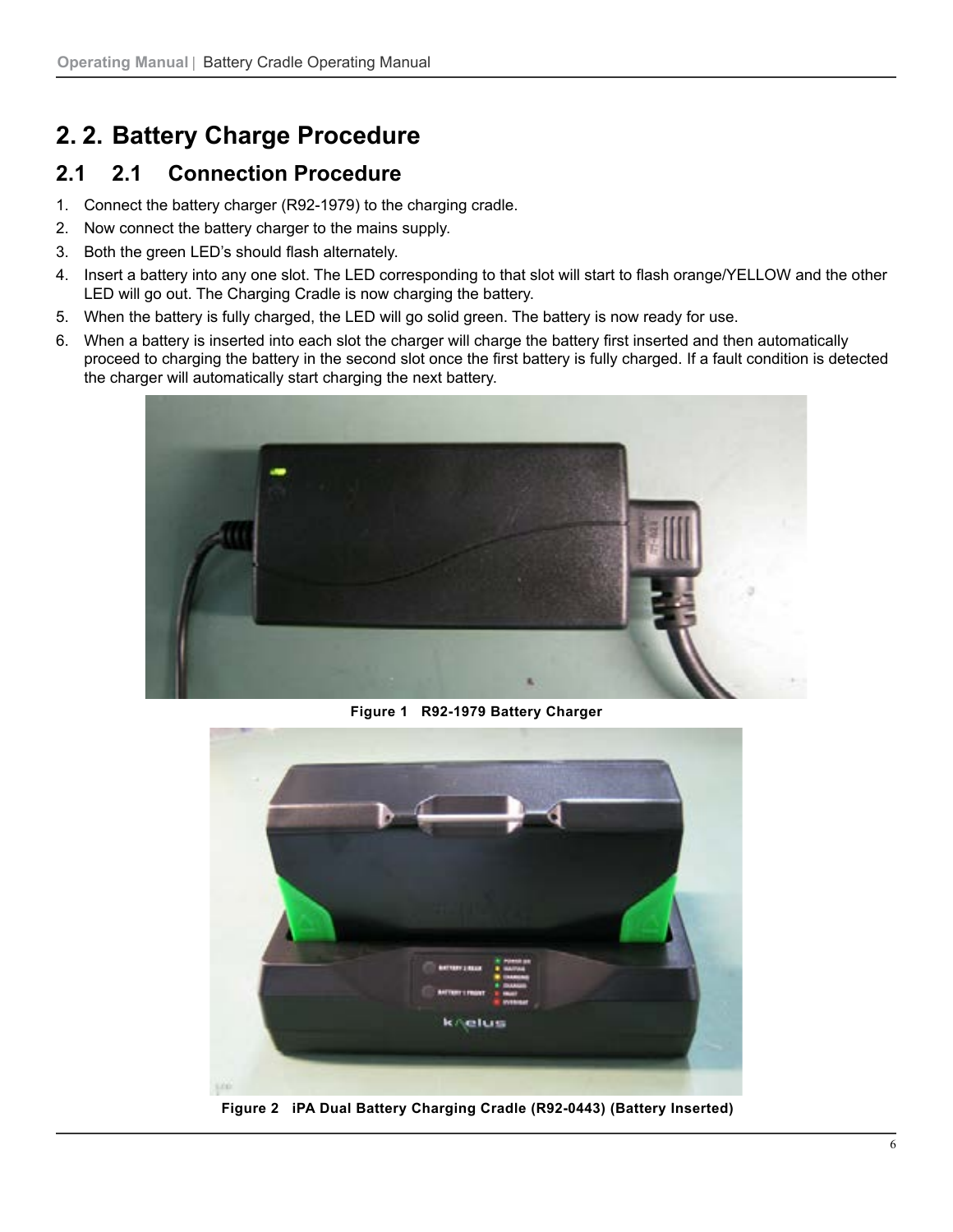# 2. 2. Battery Charge Procedure

## 2.1 2.1 Connection Procedure

1. Connect the battery charger (R92-1979) to the charging cradle.
2. Now connect the battery charger to the mains supply.
3. Both the green LED's should flash alternately.
4. Insert a battery into any one slot. The LED corresponding to that slot will start to flash orange/YELLOW and the other LED will go out. The Charging Cradle is now charging the battery.
5. When the battery is fully charged, the LED will go solid green. The battery is now ready for use.
6. When a battery is inserted into each slot the charger will charge the battery first inserted and then automatically proceed to charging the battery in the second slot once the first battery is fully charged. If a fault condition is detected the charger will automatically start charging the next battery.

**Figure 1 R92-1979 Battery Charger**

**Figure 2 iPA Dual Battery Charging Cradle (R92-0443) (Battery Inserted)**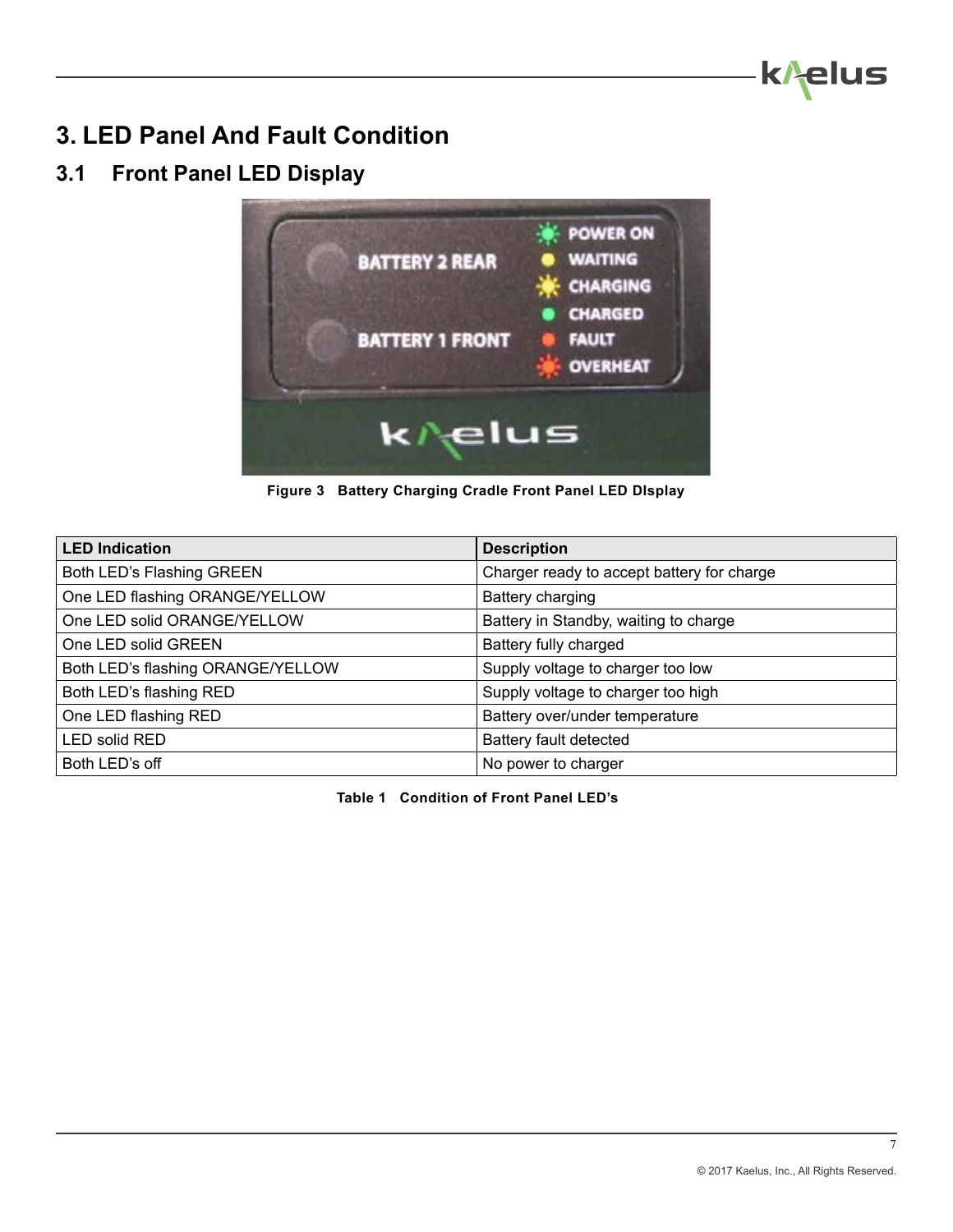# 3. LED Panel And Fault Condition

## 3.1 Front Panel LED Display

Figure 3 Battery Charging Cradle Front Panel LED DIsplay

| LED Indication | Description |
|---|---|
| Both LED's Flashing GREEN | Charger ready to accept battery for charge |
| One LED flashing ORANGE/YELLOW | Battery charging |
| One LED solid ORANGE/YELLOW | Battery in Standby, waiting to charge |
| One LED solid GREEN | Battery fully charged |
| Both LED's flashing ORANGE/YELLOW | Supply voltage to charger too low |
| Both LED's flashing RED | Supply voltage to charger too high |
| One LED flashing RED | Battery over/under temperature |
| LED solid RED | Battery fault detected |
| Both LED's off | No power to charger |

Table 1 Condition of Front Panel LED's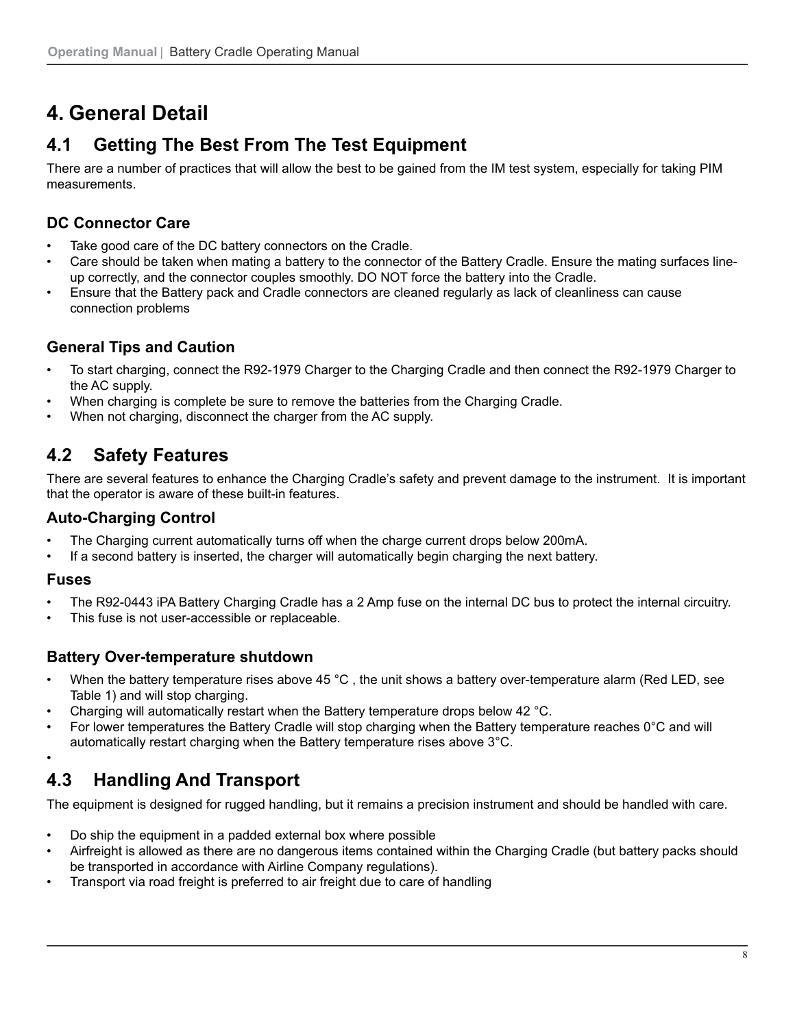# 4. General Detail

## 4.1 Getting The Best From The Test Equipment

There are a number of practices that will allow the best to be gained from the IM test system, especially for taking PIM measurements.

### DC Connector Care

- Take good care of the DC battery connectors on the Cradle.
- Care should be taken when mating a battery to the connector of the Battery Cradle. Ensure the mating surfaces line-up correctly, and the connector couples smoothly. DO NOT force the battery into the Cradle.
- Ensure that the Battery pack and Cradle connectors are cleaned regularly as lack of cleanliness can cause connection problems

### General Tips and Caution

- To start charging, connect the R92-1979 Charger to the Charging Cradle and then connect the R92-1979 Charger to the AC supply.
- When charging is complete be sure to remove the batteries from the Charging Cradle.
- When not charging, disconnect the charger from the AC supply.

## 4.2 Safety Features

There are several features to enhance the Charging Cradle's safety and prevent damage to the instrument. It is important that the operator is aware of these built-in features.

### Auto-Charging Control

- The Charging current automatically turns off when the charge current drops below 200mA.
- If a second battery is inserted, the charger will automatically begin charging the next battery.

### Fuses

- The R92-0443 iPA Battery Charging Cradle has a 2 Amp fuse on the internal DC bus to protect the internal circuitry.
- This fuse is not user-accessible or replaceable.

### Battery Over-temperature shutdown

- When the battery temperature rises above 45 °C , the unit shows a battery over-temperature alarm (Red LED, see Table 1) and will stop charging.
- Charging will automatically restart when the Battery temperature drops below 42 °C.
- For lower temperatures the Battery Cradle will stop charging when the Battery temperature reaches 0°C and will automatically restart charging when the Battery temperature rises above 3°C.

## 4.3 Handling And Transport

The equipment is designed for rugged handling, but it remains a precision instrument and should be handled with care.

- Do ship the equipment in a padded external box where possible
- Airfreight is allowed as there are no dangerous items contained within the Charging Cradle (but battery packs should be transported in accordance with Airline Company regulations).
- Transport via road freight is preferred to air freight due to care of handling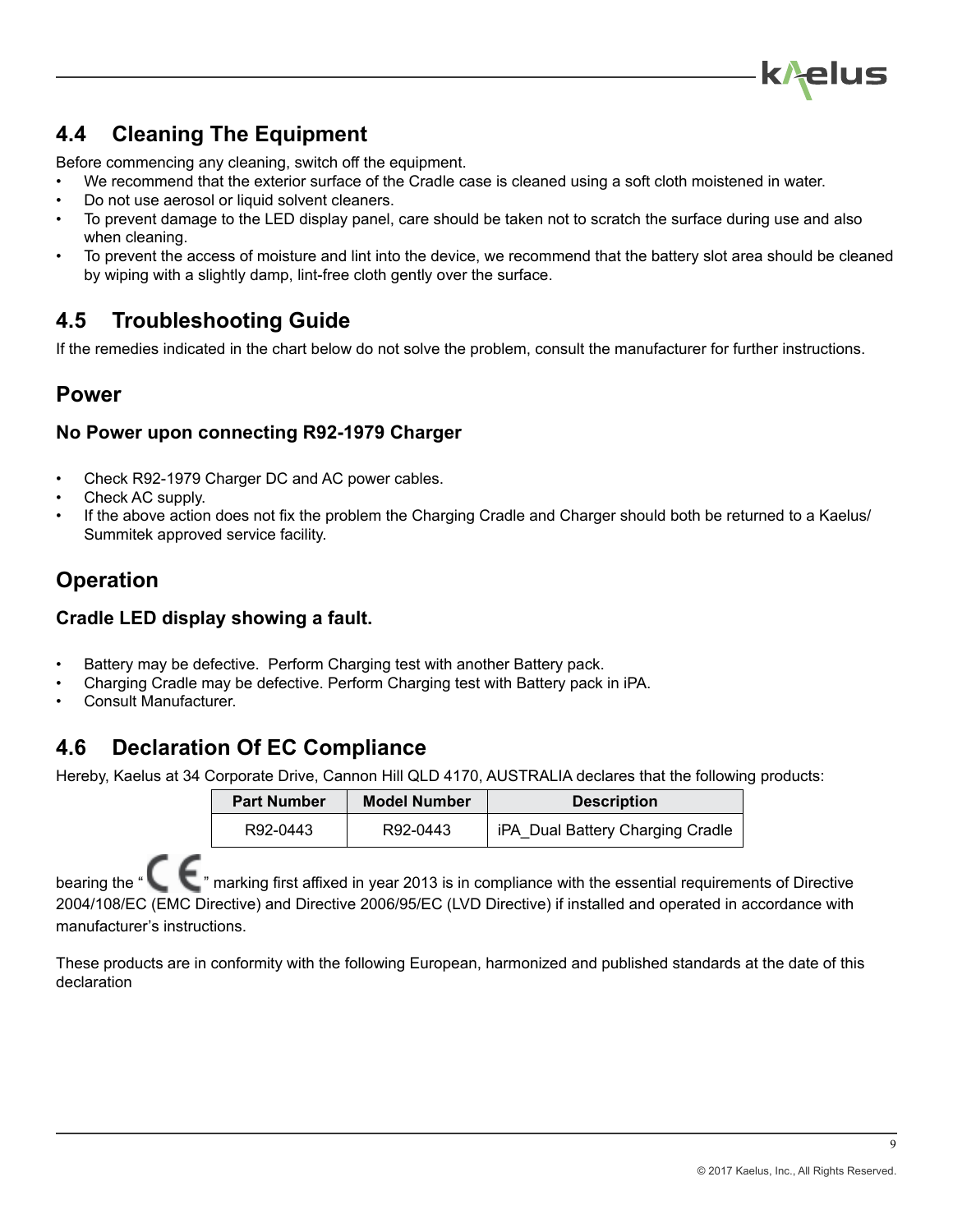## 4.4 Cleaning The Equipment

Before commencing any cleaning, switch off the equipment.

- We recommend that the exterior surface of the Cradle case is cleaned using a soft cloth moistened in water.
- Do not use aerosol or liquid solvent cleaners.
- To prevent damage to the LED display panel, care should be taken not to scratch the surface during use and also when cleaning.
- To prevent the access of moisture and lint into the device, we recommend that the battery slot area should be cleaned by wiping with a slightly damp, lint-free cloth gently over the surface.

## 4.5 Troubleshooting Guide

If the remedies indicated in the chart below do not solve the problem, consult the manufacturer for further instructions.

### Power

#### No Power upon connecting R92-1979 Charger

- Check R92-1979 Charger DC and AC power cables.
- Check AC supply.
- If the above action does not fix the problem the Charging Cradle and Charger should both be returned to a Kaelus/ Summitek approved service facility.

### Operation

#### Cradle LED display showing a fault.

- Battery may be defective.  Perform Charging test with another Battery pack.
- Charging Cradle may be defective. Perform Charging test with Battery pack in iPA.
- Consult Manufacturer.

## 4.6 Declaration Of EC Compliance

Hereby, Kaelus at 34 Corporate Drive, Cannon Hill QLD 4170, AUSTRALIA declares that the following products:

| Part Number | Model Number | Description |
|---|---|---|
| R92-0443 | R92-0443 | iPA_Dual Battery Charging Cradle |

bearing the "CE" marking first affixed in year 2013 is in compliance with the essential requirements of Directive 2004/108/EC (EMC Directive) and Directive 2006/95/EC (LVD Directive) if installed and operated in accordance with manufacturer's instructions.

These products are in conformity with the following European, harmonized and published standards at the date of this declaration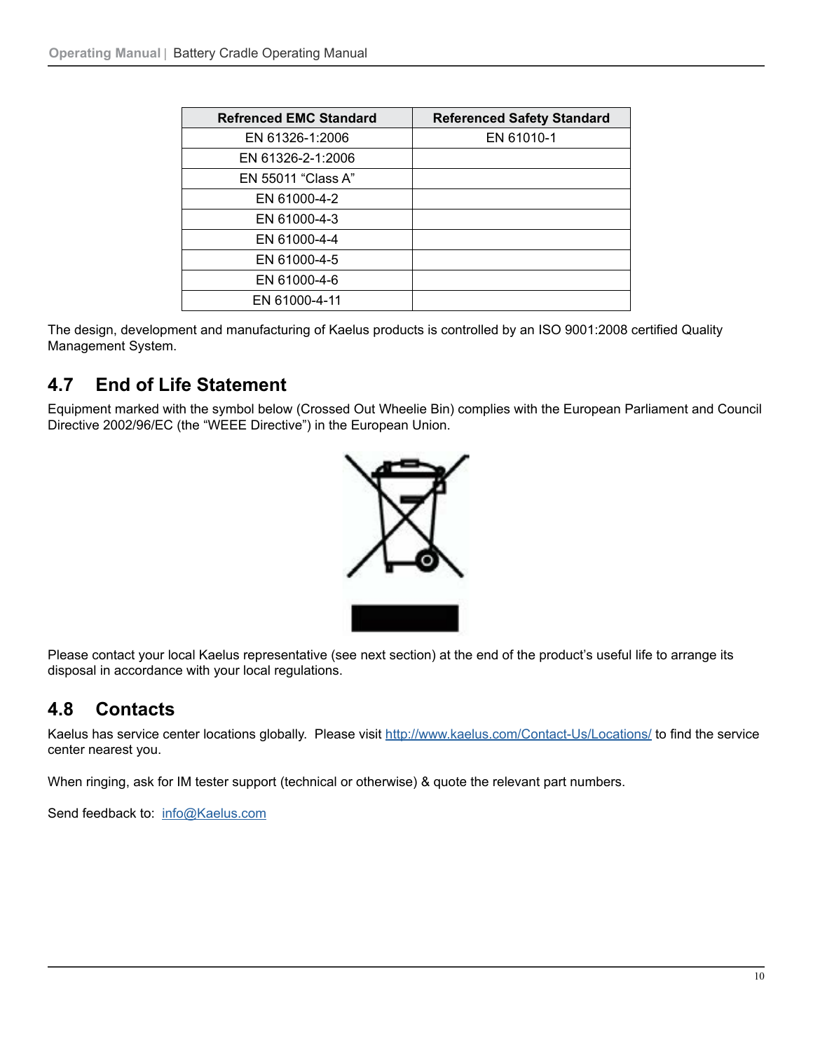| Refrenced EMC Standard | Referenced Safety Standard |
|---|---|
| EN 61326-1:2006 | EN 61010-1 |
| EN 61326-2-1:2006 | |
| EN 55011 “Class A” | |
| EN 61000-4-2 | |
| EN 61000-4-3 | |
| EN 61000-4-4 | |
| EN 61000-4-5 | |
| EN 61000-4-6 | |
| EN 61000-4-11 | |

The design, development and manufacturing of Kaelus products is controlled by an ISO 9001:2008 certified Quality Management System.

## 4.7 End of Life Statement

Equipment marked with the symbol below (Crossed Out Wheelie Bin) complies with the European Parliament and Council Directive 2002/96/EC (the “WEEE Directive”) in the European Union.

Please contact your local Kaelus representative (see next section) at the end of the product’s useful life to arrange its disposal in accordance with your local regulations.

## 4.8 Contacts

Kaelus has service center locations globally. Please visit http://www.kaelus.com/Contact-Us/Locations/ to find the service center nearest you.

When ringing, ask for IM tester support (technical or otherwise) & quote the relevant part numbers.

Send feedback to: info@Kaelus.com